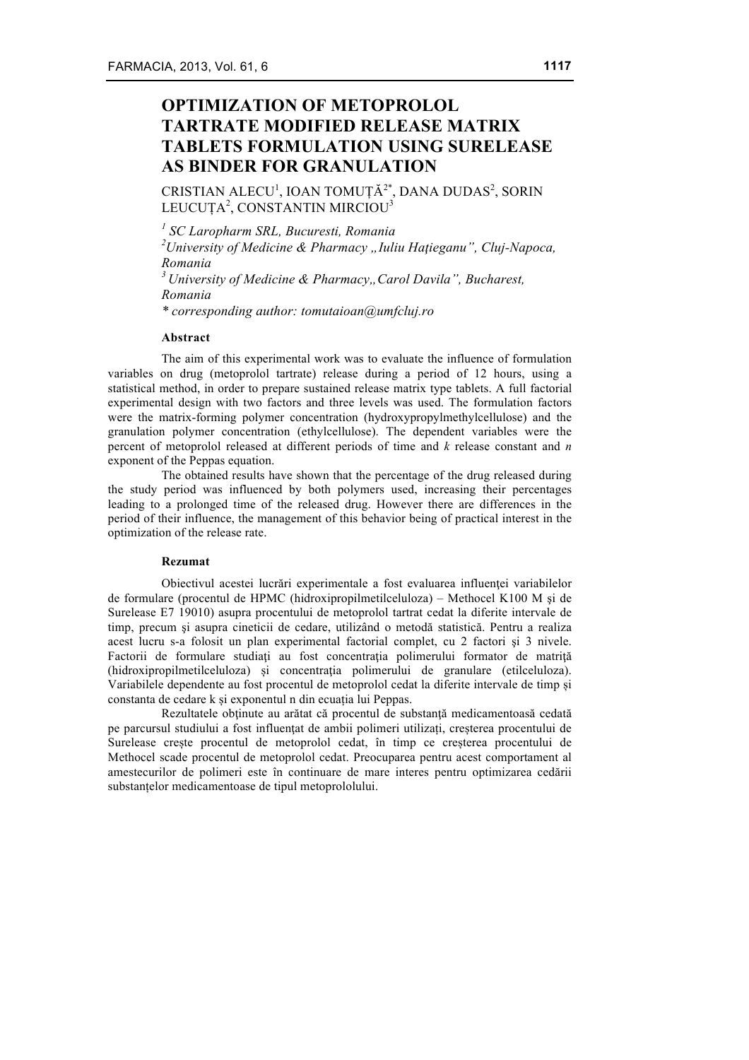# OPTIMIZATION OF METOPROLOL TARTRATE MODIFIED RELEASE MATRIX TABLETS FORMULATION USING SURELEASE AS BINDER FOR GRANULATION

CRISTIAN ALECU[1], IOAN TOMUȚĂ[2*], DANA DUDAS[2], SORIN LEUCUȚA[2], CONSTANTIN MIRCIOU[3]

*[1] SC Laropharm SRL, Bucuresti, Romania*
*[2]University of Medicine & Pharmacy „Iuliu Haţieganu", Cluj-Napoca, Romania*
*[3] University of Medicine & Pharmacy„Carol Davila", Bucharest, Romania*
*\* corresponding author: tomutaioan@umfcluj.ro*

## Abstract

The aim of this experimental work was to evaluate the influence of formulation variables on drug (metoprolol tartrate) release during a period of 12 hours, using a statistical method, in order to prepare sustained release matrix type tablets. A full factorial experimental design with two factors and three levels was used. The formulation factors were the matrix-forming polymer concentration (hydroxypropylmethylcellulose) and the granulation polymer concentration (ethylcellulose). The dependent variables were the percent of metoprolol released at different periods of time and *k* release constant and *n* exponent of the Peppas equation.

The obtained results have shown that the percentage of the drug released during the study period was influenced by both polymers used, increasing their percentages leading to a prolonged time of the released drug. However there are differences in the period of their influence, the management of this behavior being of practical interest in the optimization of the release rate.

## Rezumat

Obiectivul acestei lucrări experimentale a fost evaluarea influenţei variabilelor de formulare (procentul de HPMC (hidroxipropilmetilceluloza) – Methocel K100 M şi de Surelease E7 19010) asupra procentului de metoprolol tartrat cedat la diferite intervale de timp, precum şi asupra cineticii de cedare, utilizând o metodă statistică. Pentru a realiza acest lucru s-a folosit un plan experimental factorial complet, cu 2 factori şi 3 nivele. Factorii de formulare studiaţi au fost concentraţia polimerului formator de matriţă (hidroxipropilmetilceluloza) și concentraţia polimerului de granulare (etilceluloza). Variabilele dependente au fost procentul de metoprolol cedat la diferite intervale de timp și constanta de cedare k și exponentul n din ecuația lui Peppas.

Rezultatele obţinute au arătat că procentul de substanţă medicamentoasă cedată pe parcursul studiului a fost influenţat de ambii polimeri utilizaţi, creşterea procentului de Surelease crește procentul de metoprolol cedat, în timp ce creșterea procentului de Methocel scade procentul de metoprolol cedat. Preocuparea pentru acest comportament al amestecurilor de polimeri este în continuare de mare interes pentru optimizarea cedării substanțelor medicamentoase de tipul metoprololului.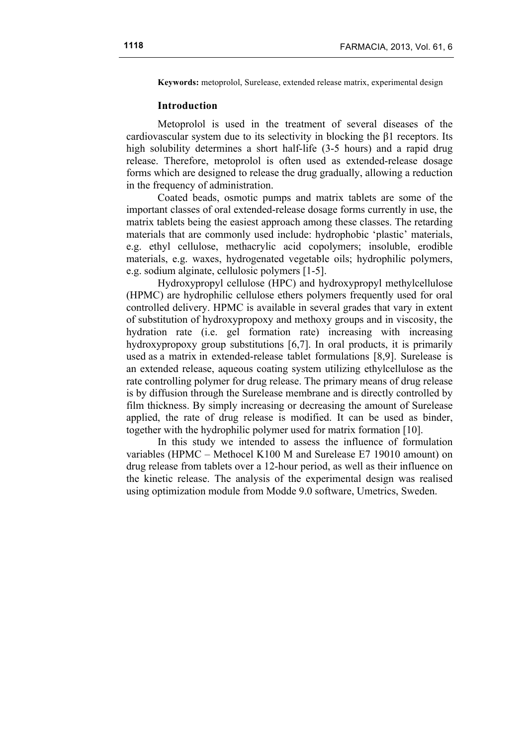**Keywords:** metoprolol, Surelease, extended release matrix, experimental design

## Introduction

Metoprolol is used in the treatment of several diseases of the cardiovascular system due to its selectivity in blocking the β1 receptors. Its high solubility determines a short half-life (3-5 hours) and a rapid drug release. Therefore, metoprolol is often used as extended-release dosage forms which are designed to release the drug gradually, allowing a reduction in the frequency of administration.

Coated beads, osmotic pumps and matrix tablets are some of the important classes of oral extended-release dosage forms currently in use, the matrix tablets being the easiest approach among these classes. The retarding materials that are commonly used include: hydrophobic 'plastic' materials, e.g. ethyl cellulose, methacrylic acid copolymers; insoluble, erodible materials, e.g. waxes, hydrogenated vegetable oils; hydrophilic polymers, e.g. sodium alginate, cellulosic polymers [1-5].

Hydroxypropyl cellulose (HPC) and hydroxypropyl methylcellulose (HPMC) are hydrophilic cellulose ethers polymers frequently used for oral controlled delivery. HPMC is available in several grades that vary in extent of substitution of hydroxypropoxy and methoxy groups and in viscosity, the hydration rate (i.e. gel formation rate) increasing with increasing hydroxypropoxy group substitutions [6,7]. In oral products, it is primarily used as a matrix in extended-release tablet formulations [8,9]. Surelease is an extended release, aqueous coating system utilizing ethylcellulose as the rate controlling polymer for drug release. The primary means of drug release is by diffusion through the Surelease membrane and is directly controlled by film thickness. By simply increasing or decreasing the amount of Surelease applied, the rate of drug release is modified. It can be used as binder, together with the hydrophilic polymer used for matrix formation [10].

In this study we intended to assess the influence of formulation variables (HPMC – Methocel K100 M and Surelease E7 19010 amount) on drug release from tablets over a 12-hour period, as well as their influence on the kinetic release. The analysis of the experimental design was realised using optimization module from Modde 9.0 software, Umetrics, Sweden.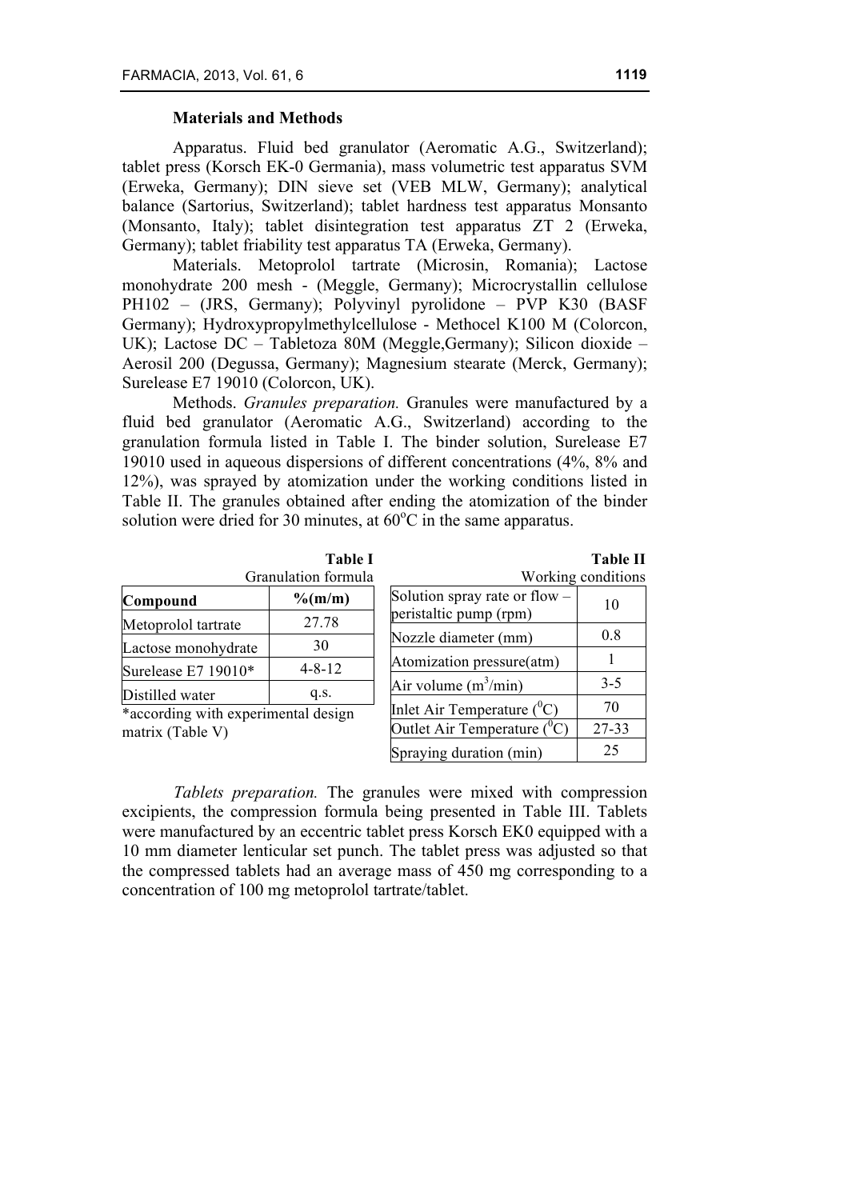### Materials and Methods

Apparatus. Fluid bed granulator (Aeromatic A.G., Switzerland); tablet press (Korsch EK-0 Germania), mass volumetric test apparatus SVM (Erweka, Germany); DIN sieve set (VEB MLW, Germany); analytical balance (Sartorius, Switzerland); tablet hardness test apparatus Monsanto (Monsanto, Italy); tablet disintegration test apparatus ZT 2 (Erweka, Germany); tablet friability test apparatus TA (Erweka, Germany).

Materials. Metoprolol tartrate (Microsin, Romania); Lactose monohydrate 200 mesh - (Meggle, Germany); Microcrystallin cellulose PH102 – (JRS, Germany); Polyvinyl pyrolidone – PVP K30 (BASF Germany); Hydroxypropylmethylcellulose - Methocel K100 M (Colorcon, UK); Lactose DC – Tabletoza 80M (Meggle,Germany); Silicon dioxide – Aerosil 200 (Degussa, Germany); Magnesium stearate (Merck, Germany); Surelease E7 19010 (Colorcon, UK).

Methods. *Granules preparation.* Granules were manufactured by a fluid bed granulator (Aeromatic A.G., Switzerland) according to the granulation formula listed in Table I. The binder solution, Surelease E7 19010 used in aqueous dispersions of different concentrations (4%, 8% and 12%), was sprayed by atomization under the working conditions listed in Table II. The granules obtained after ending the atomization of the binder solution were dried for 30 minutes, at 60°C in the same apparatus.

**Table I**

Granulation formula

| Compound | %(m/m) |
|---|---|
| Metoprolol tartrate | 27.78 |
| Lactose monohydrate | 30 |
| Surelease E7 19010* | 4-8-12 |
| Distilled water | q.s. |

*according with experimental design matrix (Table V)

**Table II**

Working conditions

| Parameter | Value |
|---|---|
| Solution spray rate or flow – peristaltic pump (rpm) | 10 |
| Nozzle diameter (mm) | 0.8 |
| Atomization pressure(atm) | 1 |
| Air volume ($m^3$/min) | 3-5 |
| Inlet Air Temperature (°C) | 70 |
| Outlet Air Temperature (°C) | 27-33 |
| Spraying duration (min) | 25 |

*Tablets preparation.* The granules were mixed with compression excipients, the compression formula being presented in Table III. Tablets were manufactured by an eccentric tablet press Korsch EK0 equipped with a 10 mm diameter lenticular set punch. The tablet press was adjusted so that the compressed tablets had an average mass of 450 mg corresponding to a concentration of 100 mg metoprolol tartrate/tablet.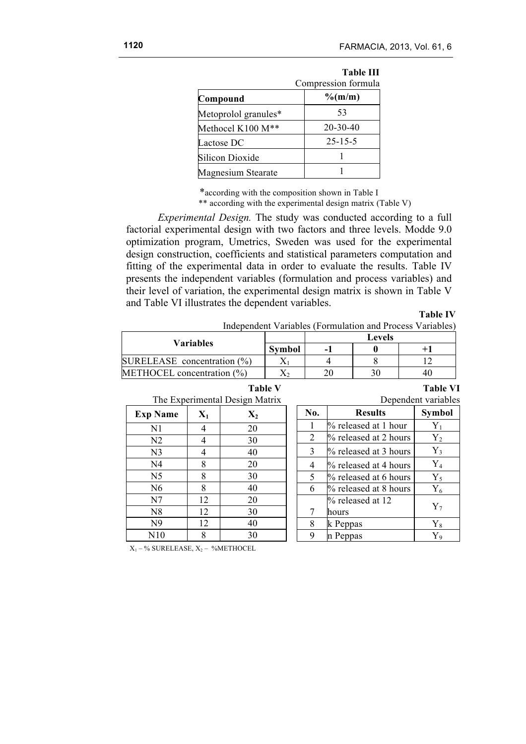**Table III**

Compression formula

| Compound | %(m/m) |
|---|---|
| Metoprolol granules* | 53 |
| Methocel K100 M** | 20-30-40 |
| Lactose DC | 25-15-5 |
| Silicon Dioxide | 1 |
| Magnesium Stearate | 1 |

*according with the composition shown in Table I
** according with the experimental design matrix (Table V)

*Experimental Design.* The study was conducted according to a full factorial experimental design with two factors and three levels. Modde 9.0 optimization program, Umetrics, Sweden was used for the experimental design construction, coefficients and statistical parameters computation and fitting of the experimental data in order to evaluate the results. Table IV presents the independent variables (formulation and process variables) and their level of variation, the experimental design matrix is shown in Table V and Table VI illustrates the dependent variables.

**Table IV**

Independent Variables (Formulation and Process Variables)

| Variables | | Levels | | |
|---|---|---|---|---|
| | Symbol | -1 | 0 | +1 |
| SURELEASE concentration (%) | $X_1$ | 4 | 8 | 12 |
| METHOCEL concentration (%) | $X_2$ | 20 | 30 | 40 |

**Table V**

The Experimental Design Matrix

| Exp Name | $X_1$ | $X_2$ |
|---|---|---|
| N1 | 4 | 20 |
| N2 | 4 | 30 |
| N3 | 4 | 40 |
| N4 | 8 | 20 |
| N5 | 8 | 30 |
| N6 | 8 | 40 |
| N7 | 12 | 20 |
| N8 | 12 | 30 |
| N9 | 12 | 40 |
| N10 | 8 | 30 |

$X_1$ – % SURELEASE, $X_2$ – %METHOCEL

**Table VI**

Dependent variables

| No. | Results | Symbol |
|---|---|---|
| 1 | % released at 1 hour | $Y_1$ |
| 2 | % released at 2 hours | $Y_2$ |
| 3 | % released at 3 hours | $Y_3$ |
| 4 | % released at 4 hours | $Y_4$ |
| 5 | % released at 6 hours | $Y_5$ |
| 6 | % released at 8 hours | $Y_6$ |
| 7 | % released at 12 hours | $Y_7$ |
| 8 | k Peppas | $Y_8$ |
| 9 | n Peppas | $Y_9$ |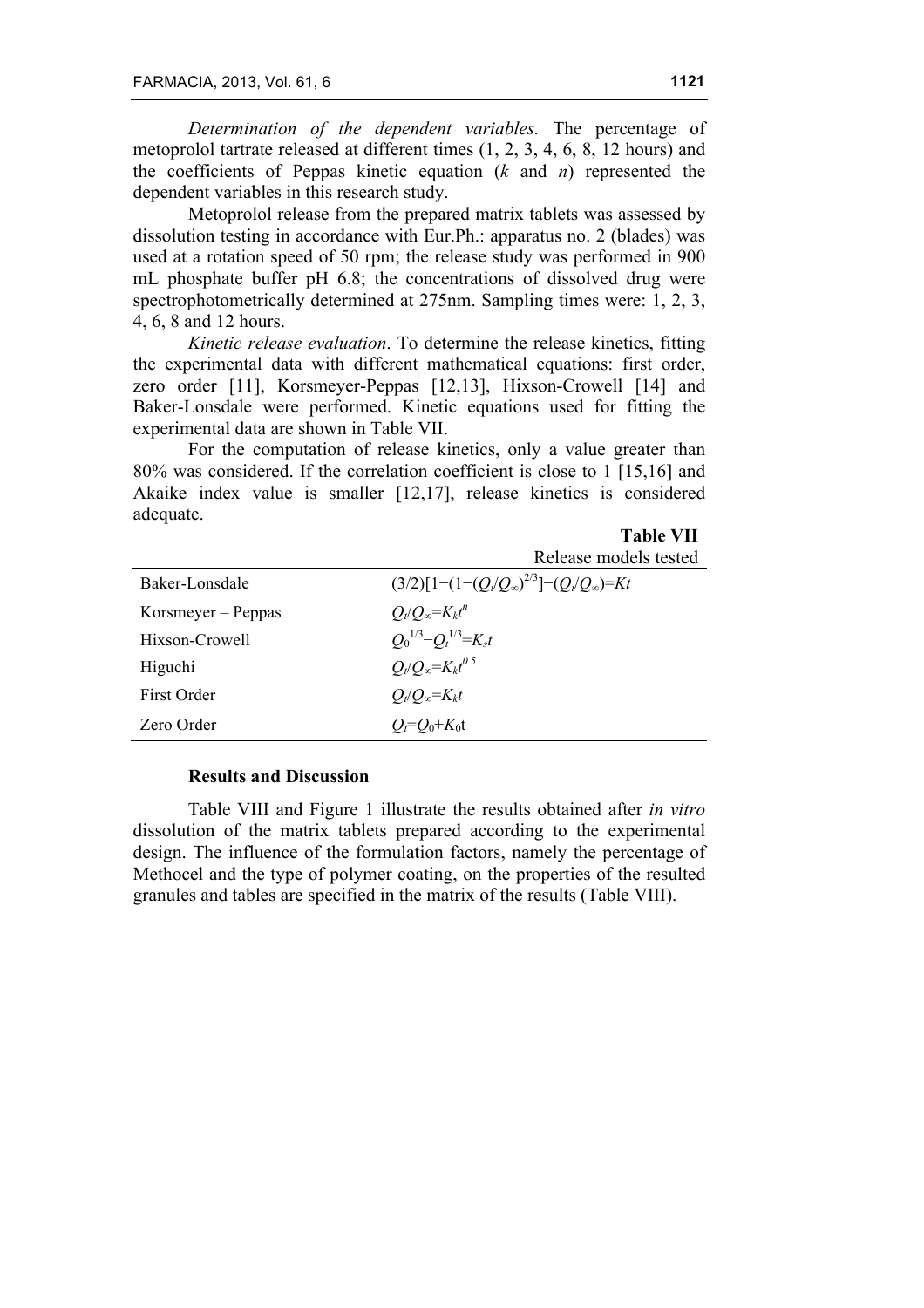*Determination of the dependent variables.* The percentage of metoprolol tartrate released at different times (1, 2, 3, 4, 6, 8, 12 hours) and the coefficients of Peppas kinetic equation (*k* and *n*) represented the dependent variables in this research study.

Metoprolol release from the prepared matrix tablets was assessed by dissolution testing in accordance with Eur.Ph.: apparatus no. 2 (blades) was used at a rotation speed of 50 rpm; the release study was performed in 900 mL phosphate buffer pH 6.8; the concentrations of dissolved drug were spectrophotometrically determined at 275nm. Sampling times were: 1, 2, 3, 4, 6, 8 and 12 hours.

*Kinetic release evaluation*. To determine the release kinetics, fitting the experimental data with different mathematical equations: first order, zero order [11], Korsmeyer-Peppas [12,13], Hixson-Crowell [14] and Baker-Lonsdale were performed. Kinetic equations used for fitting the experimental data are shown in Table VII.

For the computation of release kinetics, only a value greater than 80% was considered. If the correlation coefficient is close to 1 [15,16] and Akaike index value is smaller [12,17], release kinetics is considered adequate.

**Table VII**

Release models tested

| | |
|---|---|
| Baker-Lonsdale | $(3/2)[1-(1-(Q_t/Q_\infty)^{2/3}]-(Q_t/Q_\infty)=Kt$ |
| Korsmeyer – Peppas | $Q_t/Q_\infty=K_k t^n$ |
| Hixson-Crowell | $Q_0^{1/3}-Q_t^{1/3}=K_s t$ |
| Higuchi | $Q_t/Q_\infty=K_k t^{0.5}$ |
| First Order | $Q_t/Q_\infty=K_k t$ |
| Zero Order | $Q_t=Q_0+K_0 t$ |

## Results and Discussion

Table VIII and Figure 1 illustrate the results obtained after *in vitro* dissolution of the matrix tablets prepared according to the experimental design. The influence of the formulation factors, namely the percentage of Methocel and the type of polymer coating, on the properties of the resulted granules and tables are specified in the matrix of the results (Table VIII).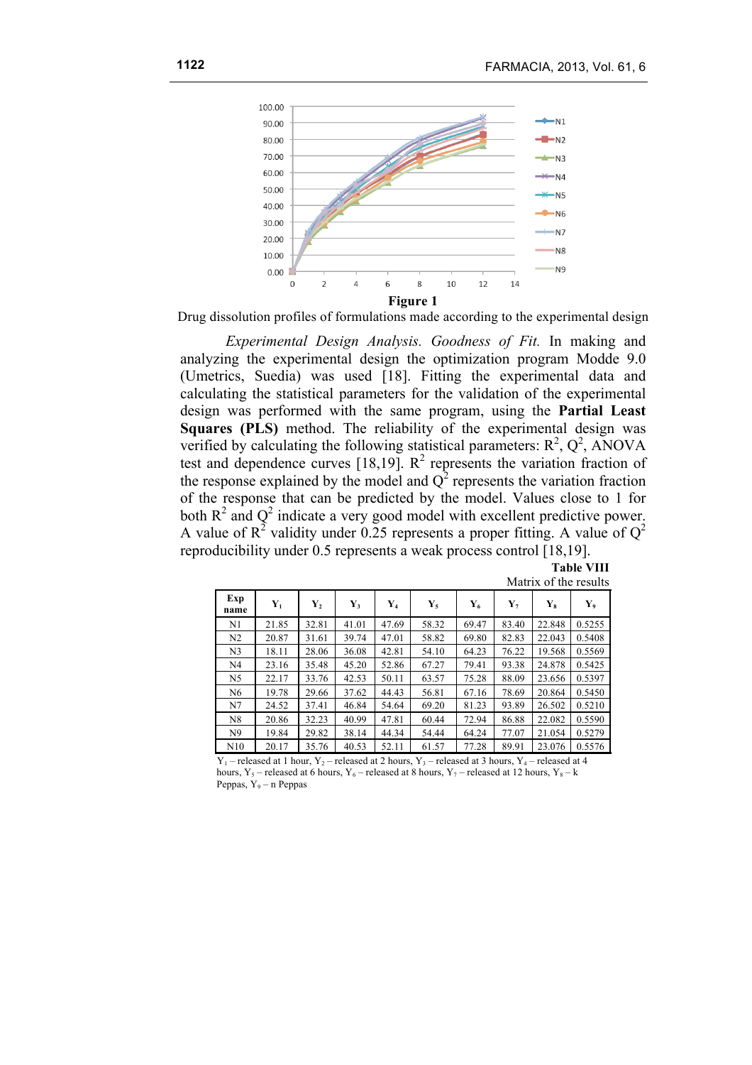**Figure 1**

Drug dissolution profiles of formulations made according to the experimental design

*Experimental Design Analysis. Goodness of Fit.* In making and analyzing the experimental design the optimization program Modde 9.0 (Umetrics, Suedia) was used [18]. Fitting the experimental data and calculating the statistical parameters for the validation of the experimental design was performed with the same program, using the **Partial Least Squares (PLS)** method. The reliability of the experimental design was verified by calculating the following statistical parameters: $R^2$, $Q^2$, ANOVA test and dependence curves [18,19]. $R^2$ represents the variation fraction of the response explained by the model and $Q^2$ represents the variation fraction of the response that can be predicted by the model. Values close to 1 for both $R^2$ and $Q^2$ indicate a very good model with excellent predictive power. A value of $R^2$ validity under 0.25 represents a proper fitting. A value of $Q^2$ reproducibility under 0.5 represents a weak process control [18,19].

**Table VIII**

Matrix of the results

| Exp name | $Y_1$ | $Y_2$ | $Y_3$ | $Y_4$ | $Y_5$ | $Y_6$ | $Y_7$ | $Y_8$ | $Y_9$ |
|---|---|---|---|---|---|---|---|---|---|
| N1 | 21.85 | 32.81 | 41.01 | 47.69 | 58.32 | 69.47 | 83.40 | 22.848 | 0.5255 |
| N2 | 20.87 | 31.61 | 39.74 | 47.01 | 58.82 | 69.80 | 82.83 | 22.043 | 0.5408 |
| N3 | 18.11 | 28.06 | 36.08 | 42.81 | 54.10 | 64.23 | 76.22 | 19.568 | 0.5569 |
| N4 | 23.16 | 35.48 | 45.20 | 52.86 | 67.27 | 79.41 | 93.38 | 24.878 | 0.5425 |
| N5 | 22.17 | 33.76 | 42.53 | 50.11 | 63.57 | 75.28 | 88.09 | 23.656 | 0.5397 |
| N6 | 19.78 | 29.66 | 37.62 | 44.43 | 56.81 | 67.16 | 78.69 | 20.864 | 0.5450 |
| N7 | 24.52 | 37.41 | 46.84 | 54.64 | 69.20 | 81.23 | 93.89 | 26.502 | 0.5210 |
| N8 | 20.86 | 32.23 | 40.99 | 47.81 | 60.44 | 72.94 | 86.88 | 22.082 | 0.5590 |
| N9 | 19.84 | 29.82 | 38.14 | 44.34 | 54.44 | 64.24 | 77.07 | 21.054 | 0.5279 |
| N10 | 20.17 | 35.76 | 40.53 | 52.11 | 61.57 | 77.28 | 89.91 | 23.076 | 0.5576 |

$Y_1$ – released at 1 hour, $Y_2$ – released at 2 hours, $Y_3$ – released at 3 hours, $Y_4$ – released at 4 hours, $Y_5$ – released at 6 hours, $Y_6$ – released at 8 hours, $Y_7$ – released at 12 hours, $Y_8$ – k Peppas, $Y_9$ – n Peppas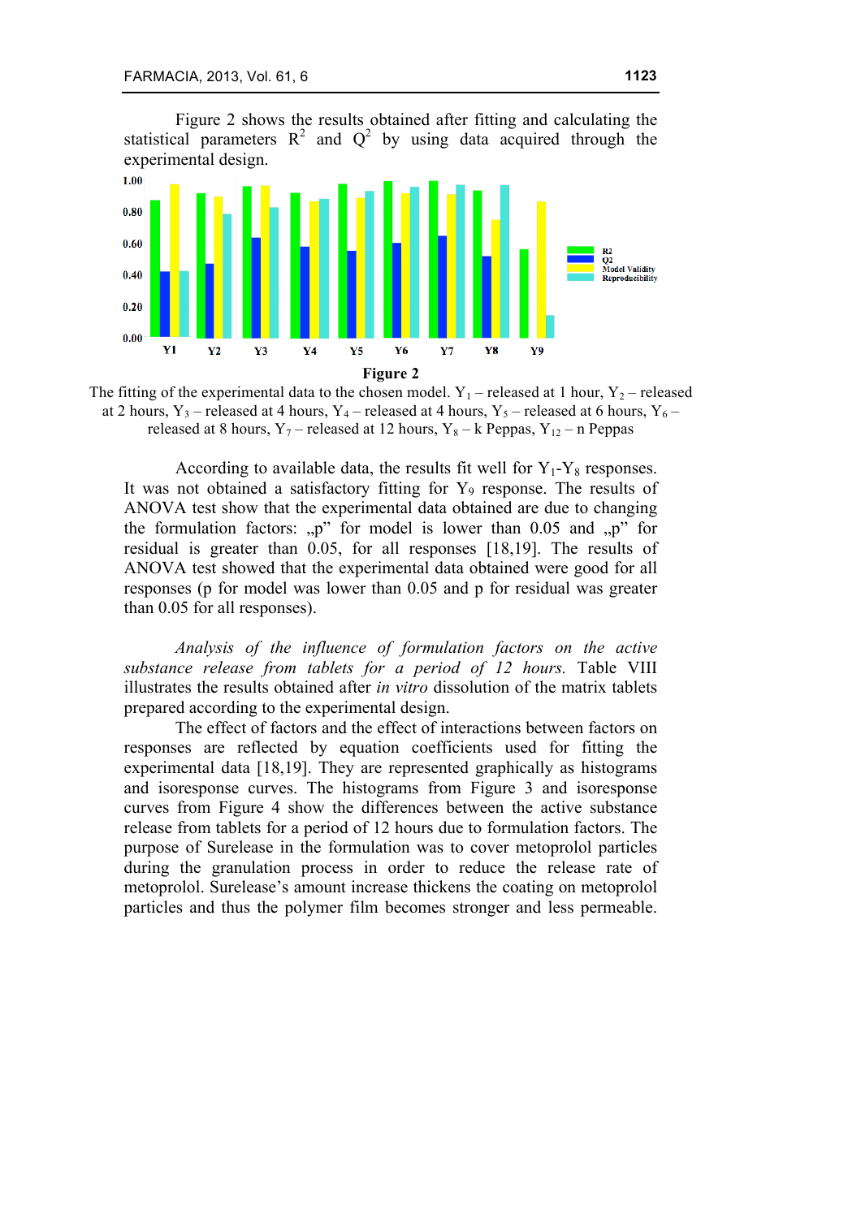Figure 2 shows the results obtained after fitting and calculating the statistical parameters $R^2$ and $Q^2$ by using data acquired through the experimental design.

**Figure 2**

The fitting of the experimental data to the chosen model. $Y_1$ – released at 1 hour, $Y_2$ – released at 2 hours, $Y_3$ – released at 4 hours, $Y_4$ – released at 4 hours, $Y_5$ – released at 6 hours, $Y_6$ – released at 8 hours, $Y_7$ – released at 12 hours, $Y_8$ – k Peppas, $Y_{12}$ – n Peppas

According to available data, the results fit well for $Y_1$-$Y_8$ responses. It was not obtained a satisfactory fitting for $Y_9$ response. The results of ANOVA test show that the experimental data obtained are due to changing the formulation factors: „p" for model is lower than 0.05 and „p" for residual is greater than 0.05, for all responses [18,19]. The results of ANOVA test showed that the experimental data obtained were good for all responses (p for model was lower than 0.05 and p for residual was greater than 0.05 for all responses).

*Analysis of the influence of formulation factors on the active substance release from tablets for a period of 12 hours.* Table VIII illustrates the results obtained after *in vitro* dissolution of the matrix tablets prepared according to the experimental design.

The effect of factors and the effect of interactions between factors on responses are reflected by equation coefficients used for fitting the experimental data [18,19]. They are represented graphically as histograms and isoresponse curves. The histograms from Figure 3 and isoresponse curves from Figure 4 show the differences between the active substance release from tablets for a period of 12 hours due to formulation factors. The purpose of Surelease in the formulation was to cover metoprolol particles during the granulation process in order to reduce the release rate of metoprolol. Surelease's amount increase thickens the coating on metoprolol particles and thus the polymer film becomes stronger and less permeable.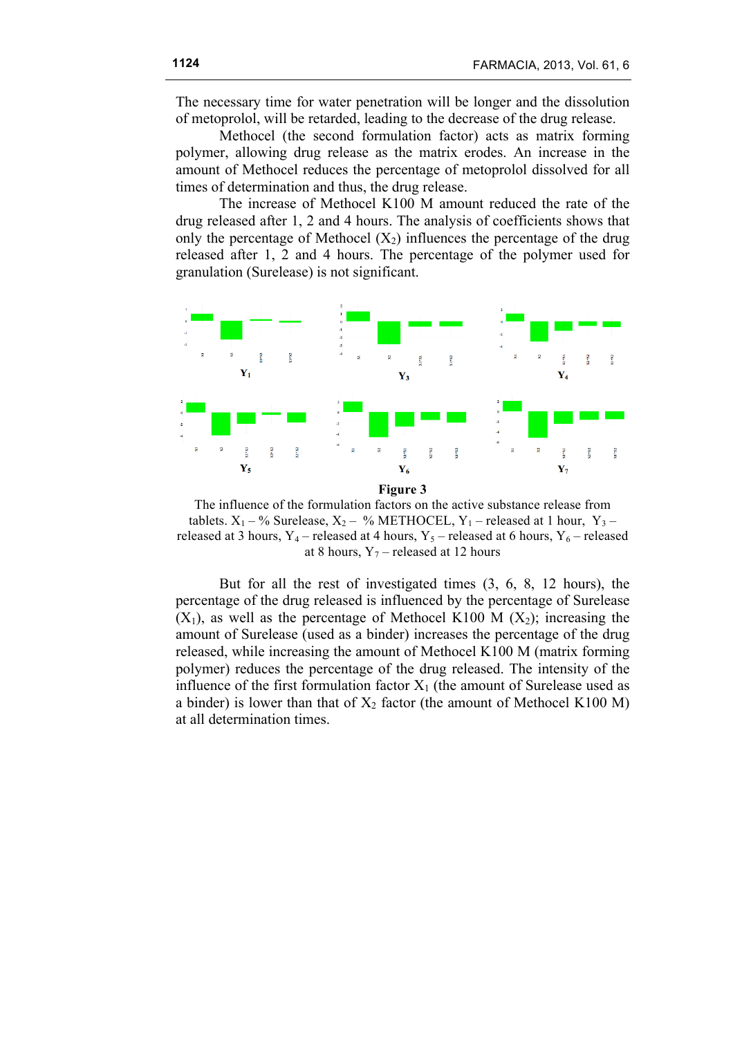The necessary time for water penetration will be longer and the dissolution of metoprolol, will be retarded, leading to the decrease of the drug release.

Methocel (the second formulation factor) acts as matrix forming polymer, allowing drug release as the matrix erodes. An increase in the amount of Methocel reduces the percentage of metoprolol dissolved for all times of determination and thus, the drug release.

The increase of Methocel K100 M amount reduced the rate of the drug released after 1, 2 and 4 hours. The analysis of coefficients shows that only the percentage of Methocel ($X_2$) influences the percentage of the drug released after 1, 2 and 4 hours. The percentage of the polymer used for granulation (Surelease) is not significant.

**Figure 3**

The influence of the formulation factors on the active substance release from tablets. $X_1$ – % Surelease, $X_2$ – % METHOCEL, $Y_1$ – released at 1 hour, $Y_3$ – released at 3 hours, $Y_4$ – released at 4 hours, $Y_5$ – released at 6 hours, $Y_6$ – released at 8 hours, $Y_7$ – released at 12 hours

But for all the rest of investigated times (3, 6, 8, 12 hours), the percentage of the drug released is influenced by the percentage of Surelease ($X_1$), as well as the percentage of Methocel K100 M ($X_2$); increasing the amount of Surelease (used as a binder) increases the percentage of the drug released, while increasing the amount of Methocel K100 M (matrix forming polymer) reduces the percentage of the drug released. The intensity of the influence of the first formulation factor $X_1$ (the amount of Surelease used as a binder) is lower than that of $X_2$ factor (the amount of Methocel K100 M) at all determination times.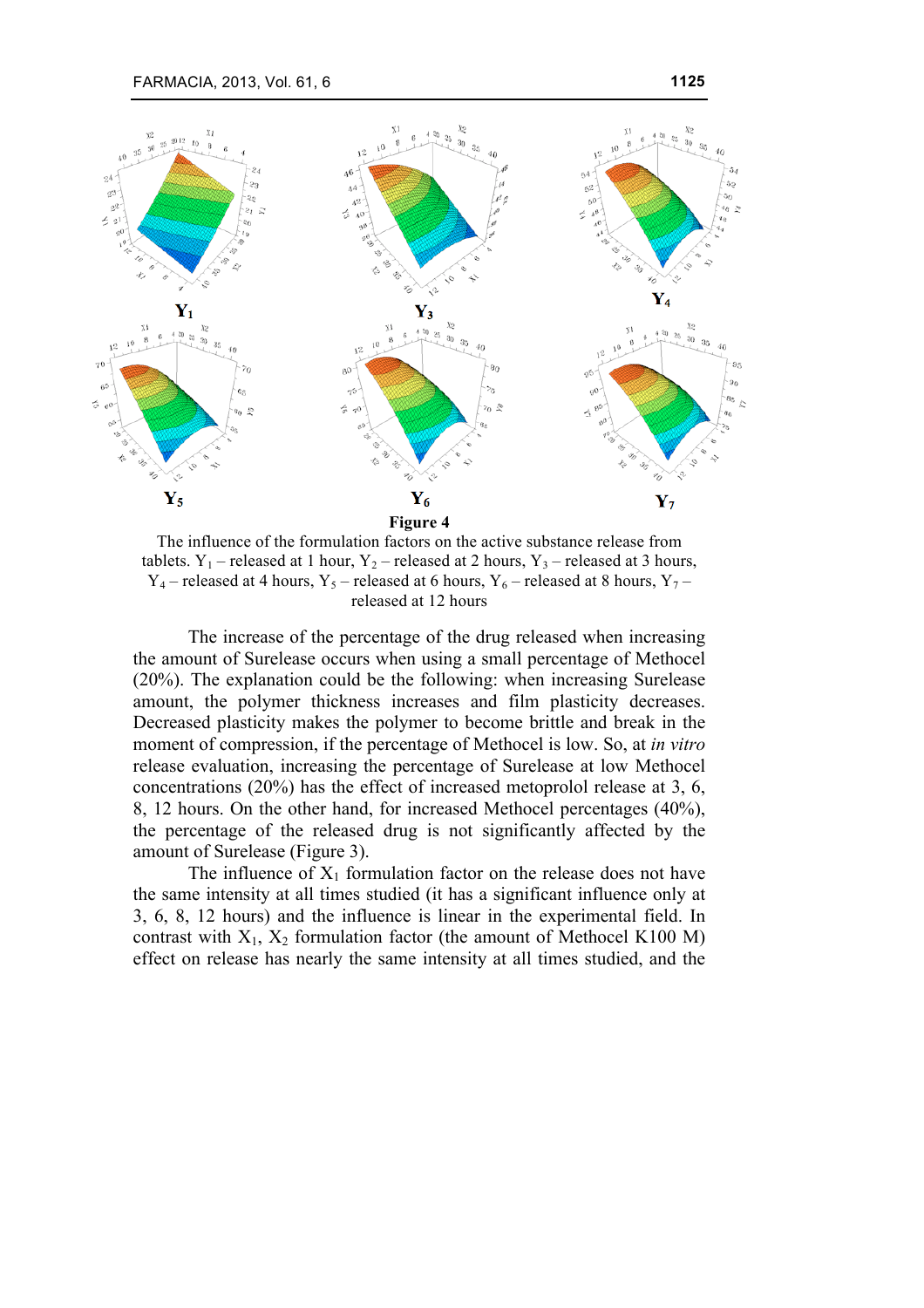**Figure 4**

The influence of the formulation factors on the active substance release from tablets. $Y_1$ – released at 1 hour, $Y_2$ – released at 2 hours, $Y_3$ – released at 3 hours, $Y_4$ – released at 4 hours, $Y_5$ – released at 6 hours, $Y_6$ – released at 8 hours, $Y_7$ – released at 12 hours

The increase of the percentage of the drug released when increasing the amount of Surelease occurs when using a small percentage of Methocel (20%). The explanation could be the following: when increasing Surelease amount, the polymer thickness increases and film plasticity decreases. Decreased plasticity makes the polymer to become brittle and break in the moment of compression, if the percentage of Methocel is low. So, at *in vitro* release evaluation, increasing the percentage of Surelease at low Methocel concentrations (20%) has the effect of increased metoprolol release at 3, 6, 8, 12 hours. On the other hand, for increased Methocel percentages (40%), the percentage of the released drug is not significantly affected by the amount of Surelease (Figure 3).

The influence of $X_1$ formulation factor on the release does not have the same intensity at all times studied (it has a significant influence only at 3, 6, 8, 12 hours) and the influence is linear in the experimental field. In contrast with $X_1$, $X_2$ formulation factor (the amount of Methocel K100 M) effect on release has nearly the same intensity at all times studied, and the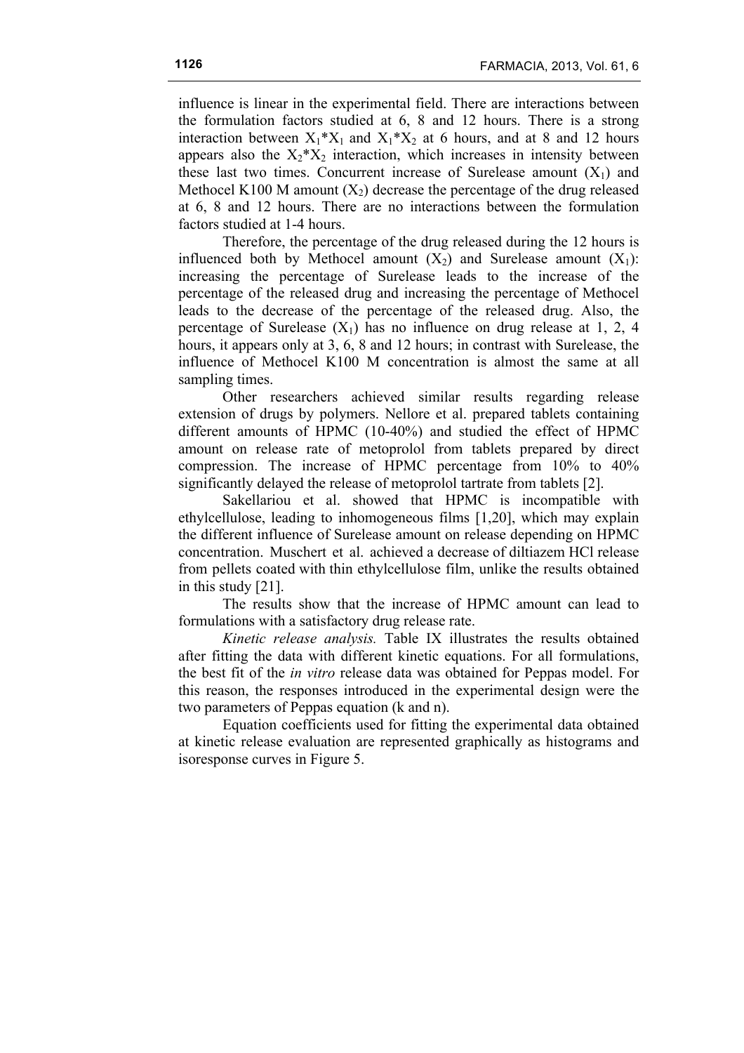influence is linear in the experimental field. There are interactions between the formulation factors studied at 6, 8 and 12 hours. There is a strong interaction between $X_1*X_1$ and $X_1*X_2$ at 6 hours, and at 8 and 12 hours appears also the $X_2*X_2$ interaction, which increases in intensity between these last two times. Concurrent increase of Surelease amount ($X_1$) and Methocel K100 M amount ($X_2$) decrease the percentage of the drug released at 6, 8 and 12 hours. There are no interactions between the formulation factors studied at 1-4 hours.

Therefore, the percentage of the drug released during the 12 hours is influenced both by Methocel amount ($X_2$) and Surelease amount ($X_1$): increasing the percentage of Surelease leads to the increase of the percentage of the released drug and increasing the percentage of Methocel leads to the decrease of the percentage of the released drug. Also, the percentage of Surelease ($X_1$) has no influence on drug release at 1, 2, 4 hours, it appears only at 3, 6, 8 and 12 hours; in contrast with Surelease, the influence of Methocel K100 M concentration is almost the same at all sampling times.

Other researchers achieved similar results regarding release extension of drugs by polymers. Nellore et al. prepared tablets containing different amounts of HPMC (10-40%) and studied the effect of HPMC amount on release rate of metoprolol from tablets prepared by direct compression. The increase of HPMC percentage from 10% to 40% significantly delayed the release of metoprolol tartrate from tablets [2].

Sakellariou et al. showed that HPMC is incompatible with ethylcellulose, leading to inhomogeneous films [1,20], which may explain the different influence of Surelease amount on release depending on HPMC concentration. Muschert et al. achieved a decrease of diltiazem HCl release from pellets coated with thin ethylcellulose film, unlike the results obtained in this study [21].

The results show that the increase of HPMC amount can lead to formulations with a satisfactory drug release rate.

*Kinetic release analysis.* Table IX illustrates the results obtained after fitting the data with different kinetic equations. For all formulations, the best fit of the *in vitro* release data was obtained for Peppas model. For this reason, the responses introduced in the experimental design were the two parameters of Peppas equation (k and n).

Equation coefficients used for fitting the experimental data obtained at kinetic release evaluation are represented graphically as histograms and isoresponse curves in Figure 5.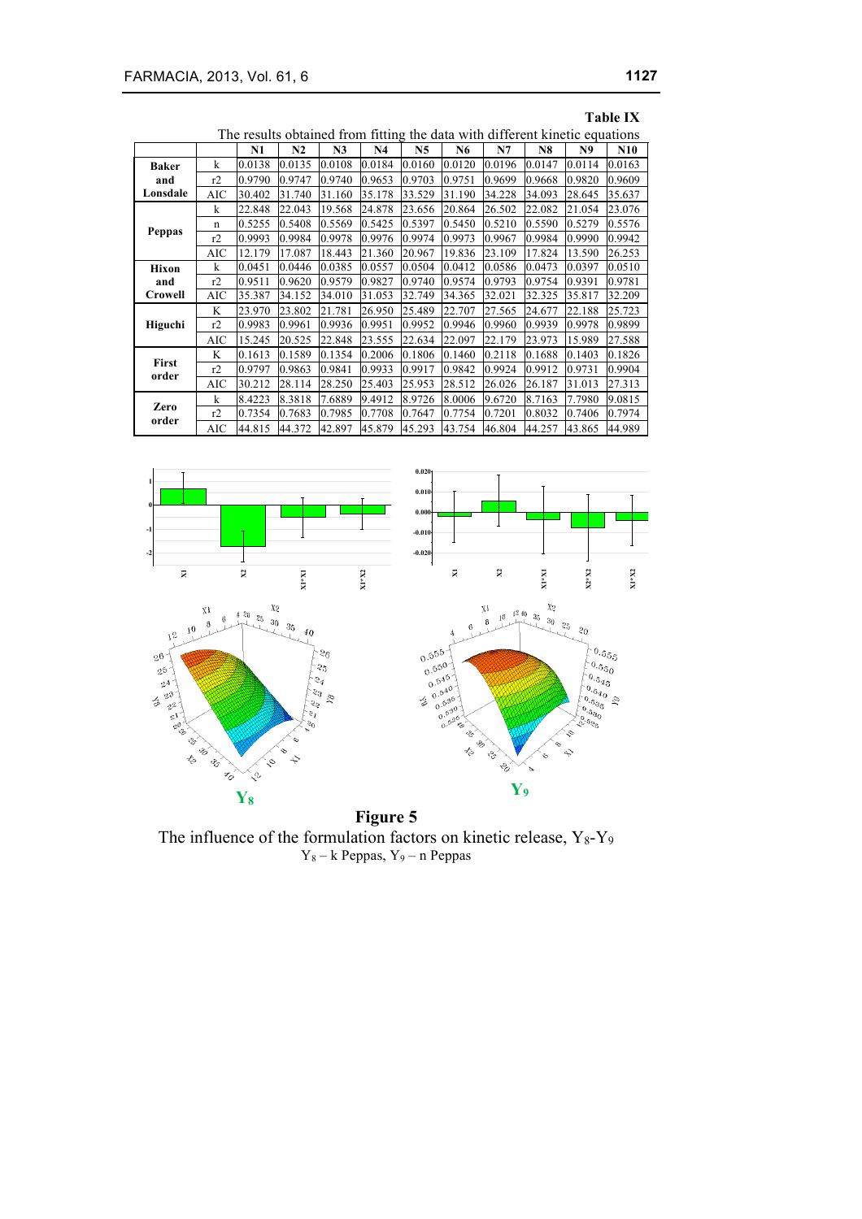**Table IX**

The results obtained from fitting the data with different kinetic equations

| | | N1 | N2 | N3 | N4 | N5 | N6 | N7 | N8 | N9 | N10 |
|---|---|---|---|---|---|---|---|---|---|---|---|
| **Baker and Lonsdale** | k | 0.0138 | 0.0135 | 0.0108 | 0.0184 | 0.0160 | 0.0120 | 0.0196 | 0.0147 | 0.0114 | 0.0163 |
| | r2 | 0.9790 | 0.9747 | 0.9740 | 0.9653 | 0.9703 | 0.9751 | 0.9699 | 0.9668 | 0.9820 | 0.9609 |
| | AIC | 30.402 | 31.740 | 31.160 | 35.178 | 33.529 | 31.190 | 34.228 | 34.093 | 28.645 | 35.637 |
| **Peppas** | k | 22.848 | 22.043 | 19.568 | 24.878 | 23.656 | 20.864 | 26.502 | 22.082 | 21.054 | 23.076 |
| | n | 0.5255 | 0.5408 | 0.5569 | 0.5425 | 0.5397 | 0.5450 | 0.5210 | 0.5590 | 0.5279 | 0.5576 |
| | r2 | 0.9993 | 0.9984 | 0.9978 | 0.9976 | 0.9974 | 0.9973 | 0.9967 | 0.9984 | 0.9990 | 0.9942 |
| | AIC | 12.179 | 17.087 | 18.443 | 21.360 | 20.967 | 19.836 | 23.109 | 17.824 | 13.590 | 26.253 |
| **Hixon and Crowell** | k | 0.0451 | 0.0446 | 0.0385 | 0.0557 | 0.0504 | 0.0412 | 0.0586 | 0.0473 | 0.0397 | 0.0510 |
| | r2 | 0.9511 | 0.9620 | 0.9579 | 0.9827 | 0.9740 | 0.9574 | 0.9793 | 0.9754 | 0.9391 | 0.9781 |
| | AIC | 35.387 | 34.152 | 34.010 | 31.053 | 32.749 | 34.365 | 32.021 | 32.325 | 35.817 | 32.209 |
| **Higuchi** | K | 23.970 | 23.802 | 21.781 | 26.950 | 25.489 | 22.707 | 27.565 | 24.677 | 22.188 | 25.723 |
| | r2 | 0.9983 | 0.9961 | 0.9936 | 0.9951 | 0.9952 | 0.9946 | 0.9960 | 0.9939 | 0.9978 | 0.9899 |
| | AIC | 15.245 | 20.525 | 22.848 | 23.555 | 22.634 | 22.097 | 22.179 | 23.973 | 15.989 | 27.588 |
| **First order** | K | 0.1613 | 0.1589 | 0.1354 | 0.2006 | 0.1806 | 0.1460 | 0.2118 | 0.1688 | 0.1403 | 0.1826 |
| | r2 | 0.9797 | 0.9863 | 0.9841 | 0.9933 | 0.9917 | 0.9842 | 0.9924 | 0.9912 | 0.9731 | 0.9904 |
| | AIC | 30.212 | 28.114 | 28.250 | 25.403 | 25.953 | 28.512 | 26.026 | 26.187 | 31.013 | 27.313 |
| **Zero order** | k | 8.4223 | 8.3818 | 7.6889 | 9.4912 | 8.9726 | 8.0006 | 9.6720 | 8.7163 | 7.7980 | 9.0815 |
| | r2 | 0.7354 | 0.7683 | 0.7985 | 0.7708 | 0.7647 | 0.7754 | 0.7201 | 0.8032 | 0.7406 | 0.7974 |
| | AIC | 44.815 | 44.372 | 42.897 | 45.879 | 45.293 | 43.754 | 46.804 | 44.257 | 43.865 | 44.989 |

**Figure 5**

The influence of the formulation factors on kinetic release, $Y_8$-$Y_9$

$Y_8$ – k Peppas, $Y_9$ – n Peppas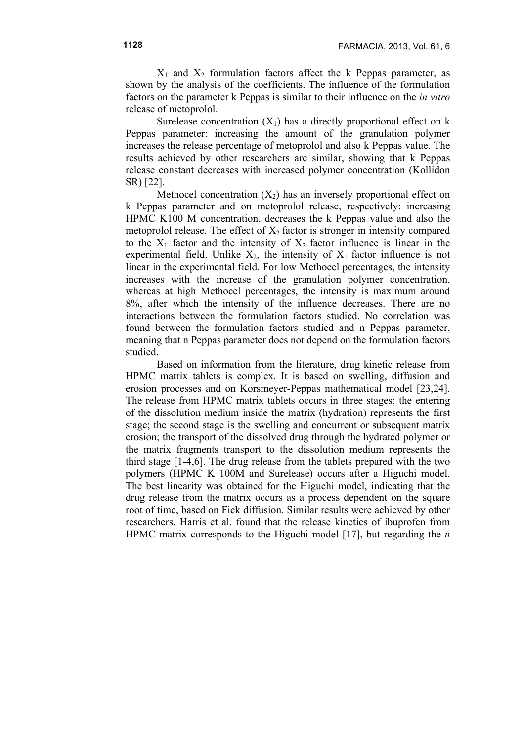$X_1$ and $X_2$ formulation factors affect the k Peppas parameter, as shown by the analysis of the coefficients. The influence of the formulation factors on the parameter k Peppas is similar to their influence on the *in vitro* release of metoprolol.

Surelease concentration ($X_1$) has a directly proportional effect on k Peppas parameter: increasing the amount of the granulation polymer increases the release percentage of metoprolol and also k Peppas value. The results achieved by other researchers are similar, showing that k Peppas release constant decreases with increased polymer concentration (Kollidon SR) [22].

Methocel concentration ($X_2$) has an inversely proportional effect on k Peppas parameter and on metoprolol release, respectively: increasing HPMC K100 M concentration, decreases the k Peppas value and also the metoprolol release. The effect of $X_2$ factor is stronger in intensity compared to the $X_1$ factor and the intensity of $X_2$ factor influence is linear in the experimental field. Unlike $X_2$, the intensity of $X_1$ factor influence is not linear in the experimental field. For low Methocel percentages, the intensity increases with the increase of the granulation polymer concentration, whereas at high Methocel percentages, the intensity is maximum around 8%, after which the intensity of the influence decreases. There are no interactions between the formulation factors studied. No correlation was found between the formulation factors studied and n Peppas parameter, meaning that n Peppas parameter does not depend on the formulation factors studied.

Based on information from the literature, drug kinetic release from HPMC matrix tablets is complex. It is based on swelling, diffusion and erosion processes and on Korsmeyer-Peppas mathematical model [23,24]. The release from HPMC matrix tablets occurs in three stages: the entering of the dissolution medium inside the matrix (hydration) represents the first stage; the second stage is the swelling and concurrent or subsequent matrix erosion; the transport of the dissolved drug through the hydrated polymer or the matrix fragments transport to the dissolution medium represents the third stage [1-4,6]. The drug release from the tablets prepared with the two polymers (HPMC K 100M and Surelease) occurs after a Higuchi model. The best linearity was obtained for the Higuchi model, indicating that the drug release from the matrix occurs as a process dependent on the square root of time, based on Fick diffusion. Similar results were achieved by other researchers. Harris et al. found that the release kinetics of ibuprofen from HPMC matrix corresponds to the Higuchi model [17], but regarding the *n*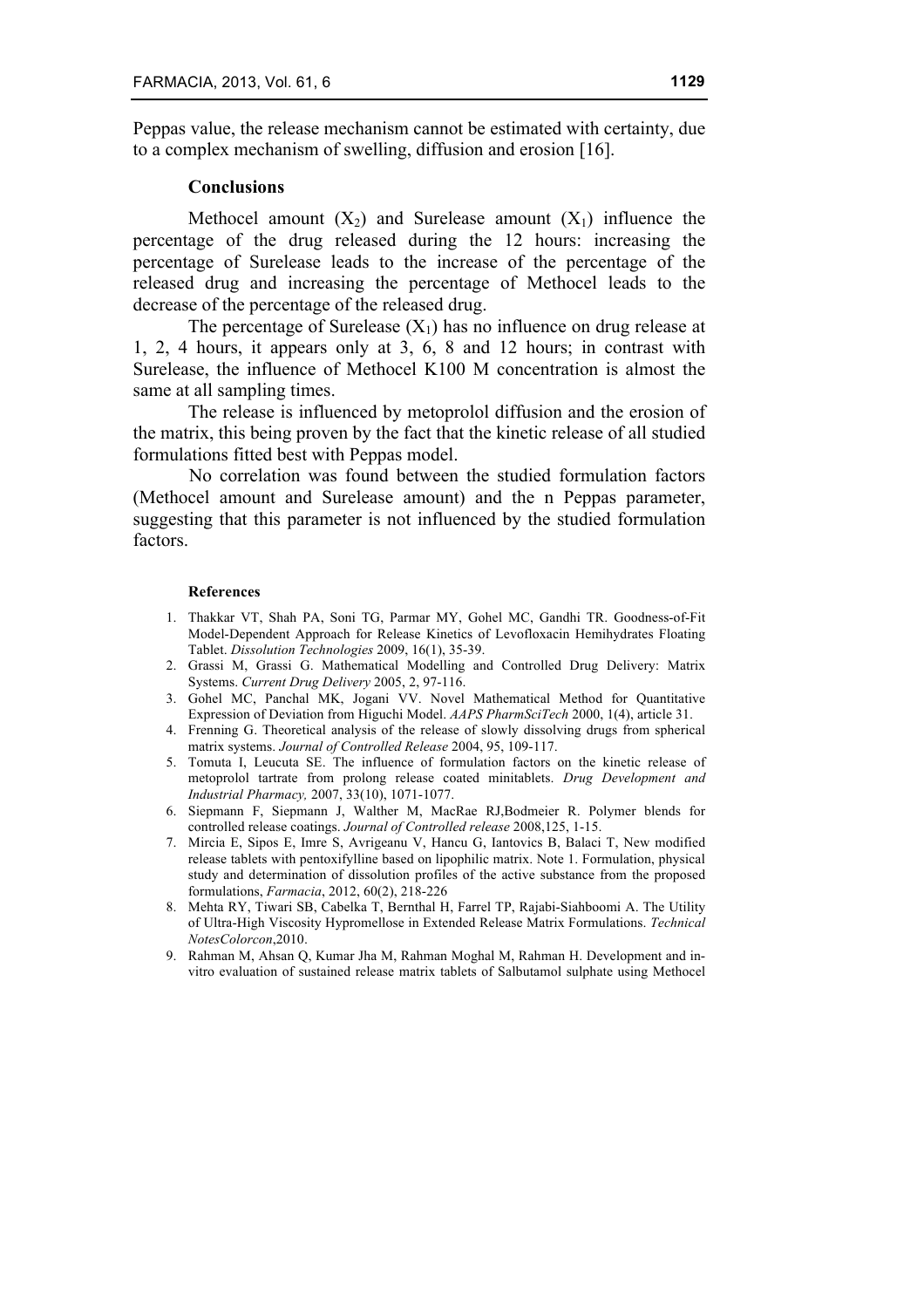Peppas value, the release mechanism cannot be estimated with certainty, due to a complex mechanism of swelling, diffusion and erosion [16].

## Conclusions

Methocel amount ($X_2$) and Surelease amount ($X_1$) influence the percentage of the drug released during the 12 hours: increasing the percentage of Surelease leads to the increase of the percentage of the released drug and increasing the percentage of Methocel leads to the decrease of the percentage of the released drug.

The percentage of Surelease ($X_1$) has no influence on drug release at 1, 2, 4 hours, it appears only at 3, 6, 8 and 12 hours; in contrast with Surelease, the influence of Methocel K100 M concentration is almost the same at all sampling times.

The release is influenced by metoprolol diffusion and the erosion of the matrix, this being proven by the fact that the kinetic release of all studied formulations fitted best with Peppas model.

No correlation was found between the studied formulation factors (Methocel amount and Surelease amount) and the n Peppas parameter, suggesting that this parameter is not influenced by the studied formulation factors.

### References

1. Thakkar VT, Shah PA, Soni TG, Parmar MY, Gohel MC, Gandhi TR. Goodness-of-Fit Model-Dependent Approach for Release Kinetics of Levofloxacin Hemihydrates Floating Tablet. *Dissolution Technologies* 2009, 16(1), 35-39.
2. Grassi M, Grassi G. Mathematical Modelling and Controlled Drug Delivery: Matrix Systems. *Current Drug Delivery* 2005, 2, 97-116.
3. Gohel MC, Panchal MK, Jogani VV. Novel Mathematical Method for Quantitative Expression of Deviation from Higuchi Model. *AAPS PharmSciTech* 2000, 1(4), article 31.
4. Frenning G. Theoretical analysis of the release of slowly dissolving drugs from spherical matrix systems. *Journal of Controlled Release* 2004, 95, 109-117.
5. Tomuta I, Leucuta SE. The influence of formulation factors on the kinetic release of metoprolol tartrate from prolong release coated minitablets. *Drug Development and Industrial Pharmacy,* 2007, 33(10), 1071-1077.
6. Siepmann F, Siepmann J, Walther M, MacRae RJ,Bodmeier R. Polymer blends for controlled release coatings. *Journal of Controlled release* 2008,125, 1-15.
7. Mircia E, Sipos E, Imre S, Avrigeanu V, Hancu G, Iantovics B, Balaci T, New modified release tablets with pentoxifylline based on lipophilic matrix. Note 1. Formulation, physical study and determination of dissolution profiles of the active substance from the proposed formulations, *Farmacia*, 2012, 60(2), 218-226
8. Mehta RY, Tiwari SB, Cabelka T, Bernthal H, Farrel TP, Rajabi-Siahboomi A. The Utility of Ultra-High Viscosity Hypromellose in Extended Release Matrix Formulations. *Technical NotesColorcon*,2010.
9. Rahman M, Ahsan Q, Kumar Jha M, Rahman Moghal M, Rahman H. Development and in-vitro evaluation of sustained release matrix tablets of Salbutamol sulphate using Methocel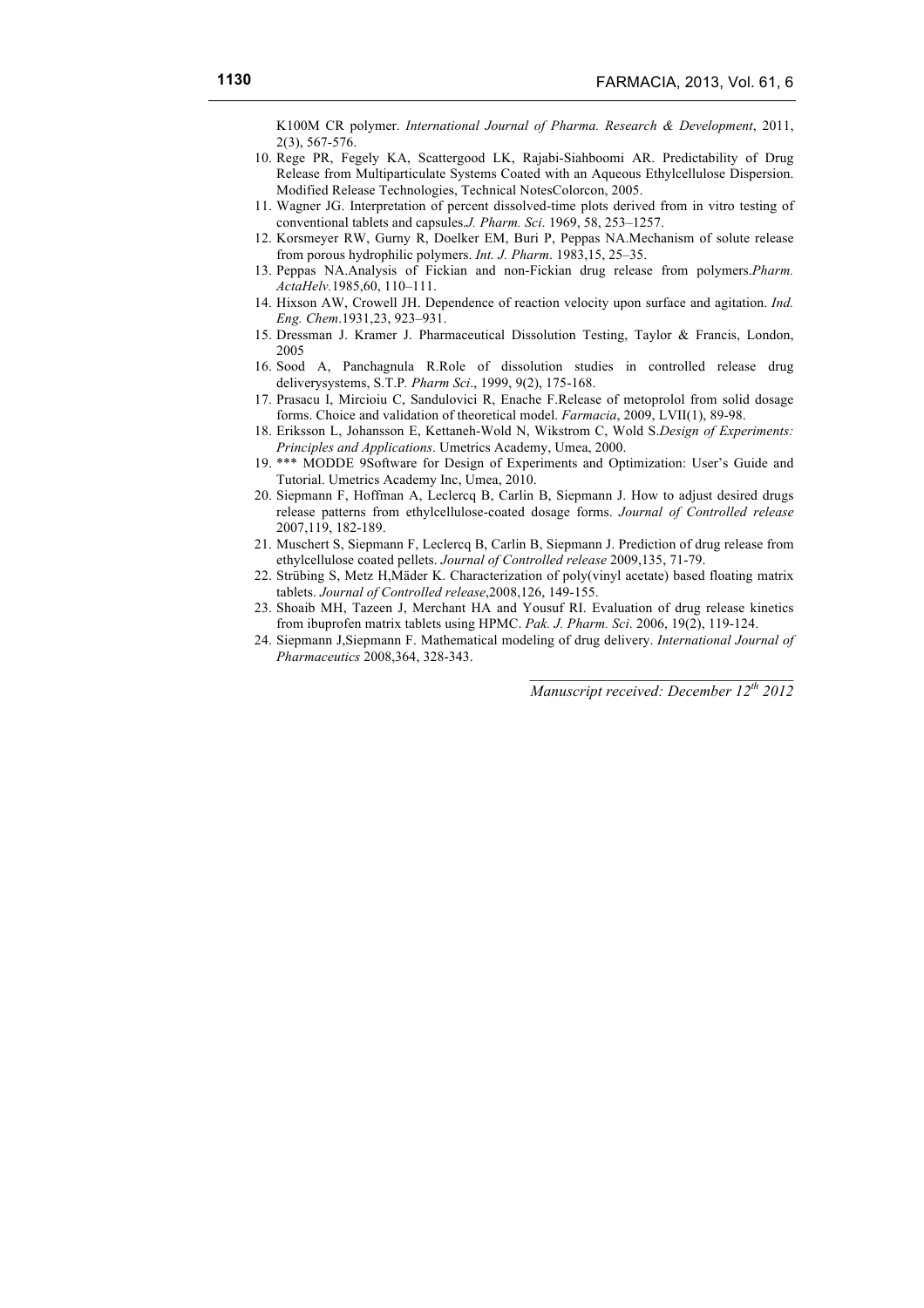K100M CR polymer. *International Journal of Pharma. Research & Development*, 2011, 2(3), 567-576.

10. Rege PR, Fegely KA, Scattergood LK, Rajabi-Siahboomi AR. Predictability of Drug Release from Multiparticulate Systems Coated with an Aqueous Ethylcellulose Dispersion. Modified Release Technologies, Technical NotesColorcon, 2005.
11. Wagner JG. Interpretation of percent dissolved-time plots derived from in vitro testing of conventional tablets and capsules.*J. Pharm. Sci*. 1969, 58, 253–1257.
12. Korsmeyer RW, Gurny R, Doelker EM, Buri P, Peppas NA.Mechanism of solute release from porous hydrophilic polymers. *Int. J. Pharm*. 1983,15, 25–35.
13. Peppas NA.Analysis of Fickian and non-Fickian drug release from polymers.*Pharm. ActaHelv.*1985,60, 110–111.
14. Hixson AW, Crowell JH. Dependence of reaction velocity upon surface and agitation. *Ind. Eng. Chem*.1931,23, 923–931.
15. Dressman J. Kramer J. Pharmaceutical Dissolution Testing, Taylor & Francis, London, 2005
16. Sood A, Panchagnula R.Role of dissolution studies in controlled release drug deliverysystems, S.T.P. *Pharm Sci*., 1999, 9(2), 175-168.
17. Prasacu I, Mircioiu C, Sandulovici R, Enache F.Release of metoprolol from solid dosage forms. Choice and validation of theoretical model. *Farmacia*, 2009, LVII(1), 89-98.
18. Eriksson L, Johansson E, Kettaneh-Wold N, Wikstrom C, Wold S.*Design of Experiments: Principles and Applications*. Umetrics Academy, Umea, 2000.
19. *** MODDE 9Software for Design of Experiments and Optimization: User's Guide and Tutorial. Umetrics Academy Inc, Umea, 2010.
20. Siepmann F, Hoffman A, Leclercq B, Carlin B, Siepmann J. How to adjust desired drugs release patterns from ethylcellulose-coated dosage forms. *Journal of Controlled release* 2007,119, 182-189.
21. Muschert S, Siepmann F, Leclercq B, Carlin B, Siepmann J. Prediction of drug release from ethylcellulose coated pellets. *Journal of Controlled release* 2009,135, 71-79.
22. Strübing S, Metz H,Mäder K. Characterization of poly(vinyl acetate) based floating matrix tablets. *Journal of Controlled release*,2008,126, 149-155.
23. Shoaib MH, Tazeen J, Merchant HA and Yousuf RI. Evaluation of drug release kinetics from ibuprofen matrix tablets using HPMC. *Pak. J. Pharm. Sci*. 2006, 19(2), 119-124.
24. Siepmann J,Siepmann F. Mathematical modeling of drug delivery. *International Journal of Pharmaceutics* 2008,364, 328-343.

*Manuscript received: December 12th 2012*